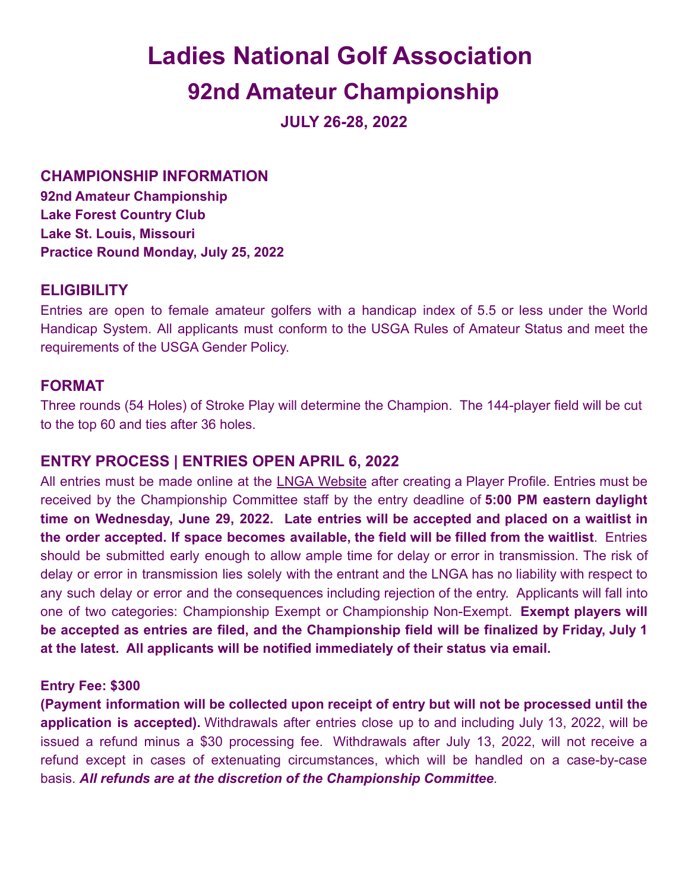# Ladies National Golf Association

## 92nd Amateur Championship

### JULY 26-28, 2022

## CHAMPIONSHIP INFORMATION

**92nd Amateur Championship**
**Lake Forest Country Club**
**Lake St. Louis, Missouri**
**Practice Round Monday, July 25, 2022**

## ELIGIBILITY

Entries are open to female amateur golfers with a handicap index of 5.5 or less under the World Handicap System. All applicants must conform to the USGA Rules of Amateur Status and meet the requirements of the USGA Gender Policy.

## FORMAT

Three rounds (54 Holes) of Stroke Play will determine the Champion. The 144-player field will be cut to the top 60 and ties after 36 holes.

## ENTRY PROCESS | ENTRIES OPEN APRIL 6, 2022

All entries must be made online at the LNGA Website after creating a Player Profile. Entries must be received by the Championship Committee staff by the entry deadline of **5:00 PM eastern daylight time on Wednesday, June 29, 2022. Late entries will be accepted and placed on a waitlist in the order accepted. If space becomes available, the field will be filled from the waitlist**. Entries should be submitted early enough to allow ample time for delay or error in transmission. The risk of delay or error in transmission lies solely with the entrant and the LNGA has no liability with respect to any such delay or error and the consequences including rejection of the entry. Applicants will fall into one of two categories: Championship Exempt or Championship Non-Exempt. **Exempt players will be accepted as entries are filed, and the Championship field will be finalized by Friday, July 1 at the latest. All applicants will be notified immediately of their status via email.**

**Entry Fee: $300**

**(Payment information will be collected upon receipt of entry but will not be processed until the application is accepted).** Withdrawals after entries close up to and including July 13, 2022, will be issued a refund minus a $30 processing fee. Withdrawals after July 13, 2022, will not receive a refund except in cases of extenuating circumstances, which will be handled on a case-by-case basis. ***All refunds are at the discretion of the Championship Committee***.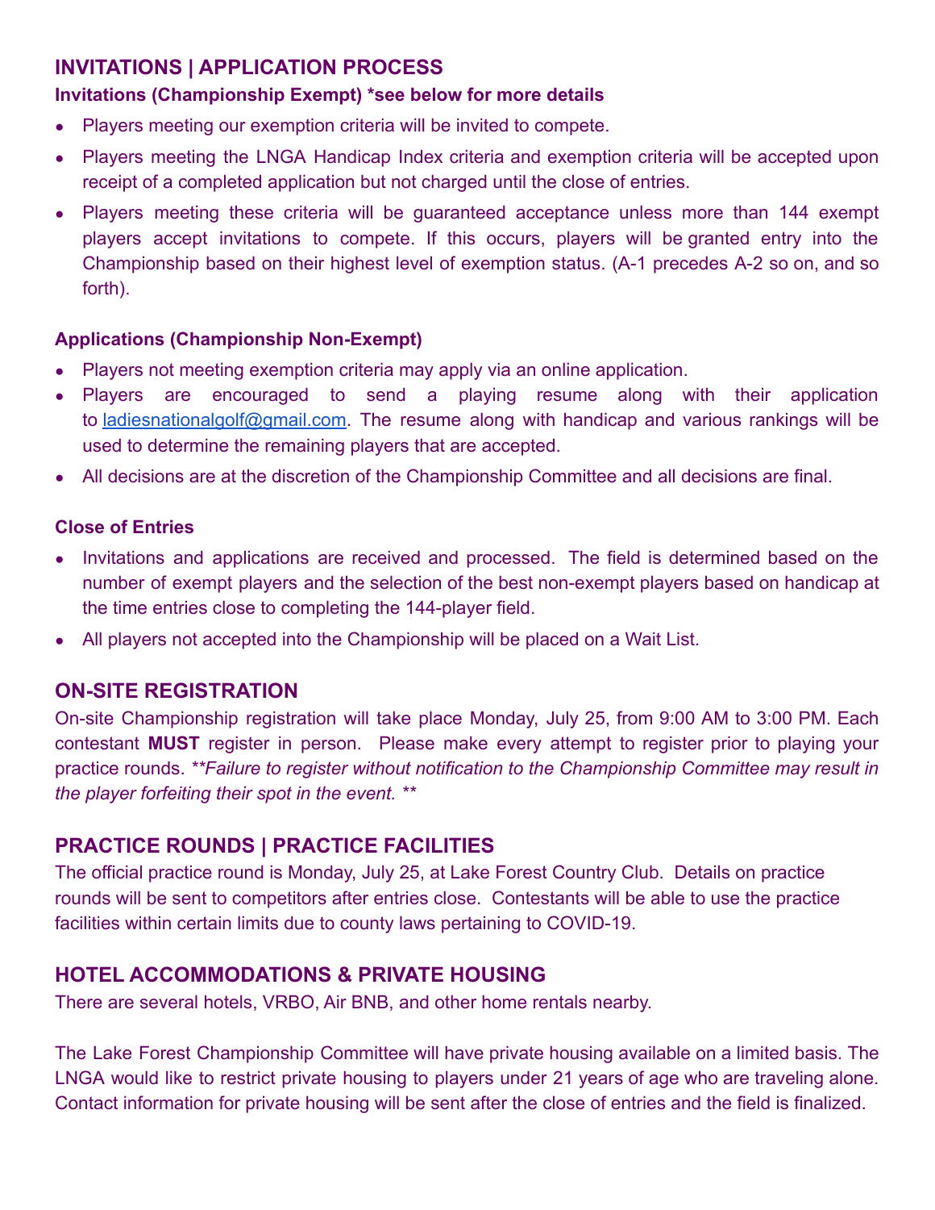## INVITATIONS | APPLICATION PROCESS

### Invitations (Championship Exempt) *see below for more details

- Players meeting our exemption criteria will be invited to compete.
- Players meeting the LNGA Handicap Index criteria and exemption criteria will be accepted upon receipt of a completed application but not charged until the close of entries.
- Players meeting these criteria will be guaranteed acceptance unless more than 144 exempt players accept invitations to compete. If this occurs, players will be granted entry into the Championship based on their highest level of exemption status. (A-1 precedes A-2 so on, and so forth).

### Applications (Championship Non-Exempt)

- Players not meeting exemption criteria may apply via an online application.
- Players are encouraged to send a playing resume along with their application to ladiesnationalgolf@gmail.com. The resume along with handicap and various rankings will be used to determine the remaining players that are accepted.
- All decisions are at the discretion of the Championship Committee and all decisions are final.

### Close of Entries

- Invitations and applications are received and processed. The field is determined based on the number of exempt players and the selection of the best non-exempt players based on handicap at the time entries close to completing the 144-player field.
- All players not accepted into the Championship will be placed on a Wait List.

## ON-SITE REGISTRATION

On-site Championship registration will take place Monday, July 25, from 9:00 AM to 3:00 PM. Each contestant **MUST** register in person. Please make every attempt to register prior to playing your practice rounds. ***Failure to register without notification to the Championship Committee may result in the player forfeiting their spot in the event. ***

## PRACTICE ROUNDS | PRACTICE FACILITIES

The official practice round is Monday, July 25, at Lake Forest Country Club. Details on practice rounds will be sent to competitors after entries close. Contestants will be able to use the practice facilities within certain limits due to county laws pertaining to COVID-19.

## HOTEL ACCOMMODATIONS & PRIVATE HOUSING

There are several hotels, VRBO, Air BNB, and other home rentals nearby.

The Lake Forest Championship Committee will have private housing available on a limited basis. The LNGA would like to restrict private housing to players under 21 years of age who are traveling alone. Contact information for private housing will be sent after the close of entries and the field is finalized.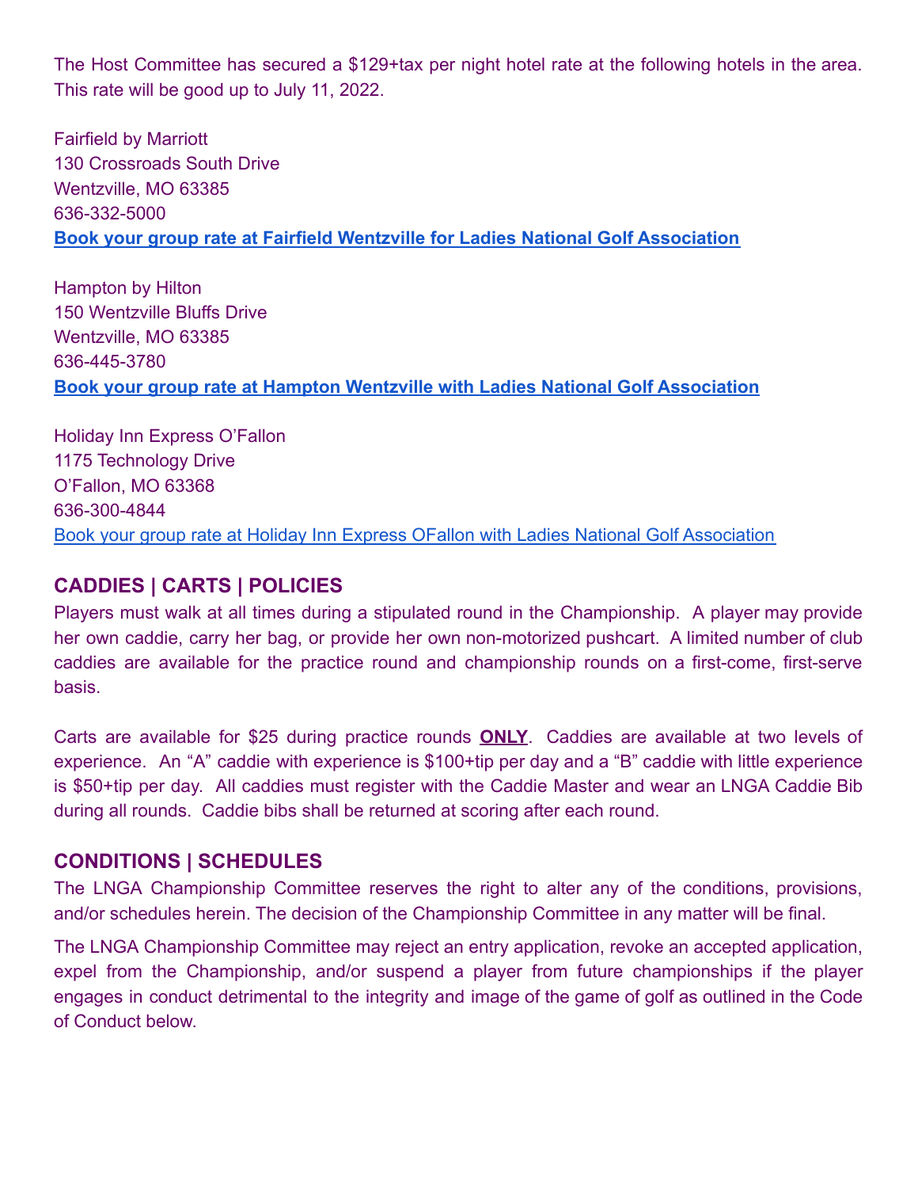The Host Committee has secured a $129+tax per night hotel rate at the following hotels in the area. This rate will be good up to July 11, 2022.

Fairfield by Marriott
130 Crossroads South Drive
Wentzville, MO 63385
636-332-5000
**Book your group rate at Fairfield Wentzville for Ladies National Golf Association**

Hampton by Hilton
150 Wentzville Bluffs Drive
Wentzville, MO 63385
636-445-3780
**Book your group rate at Hampton Wentzville with Ladies National Golf Association**

Holiday Inn Express O'Fallon
1175 Technology Drive
O'Fallon, MO 63368
636-300-4844
Book your group rate at Holiday Inn Express OFallon with Ladies National Golf Association

## CADDIES | CARTS | POLICIES

Players must walk at all times during a stipulated round in the Championship. A player may provide her own caddie, carry her bag, or provide her own non-motorized pushcart. A limited number of club caddies are available for the practice round and championship rounds on a first-come, first-serve basis.

Carts are available for $25 during practice rounds **ONLY**. Caddies are available at two levels of experience. An "A" caddie with experience is $100+tip per day and a "B" caddie with little experience is $50+tip per day. All caddies must register with the Caddie Master and wear an LNGA Caddie Bib during all rounds. Caddie bibs shall be returned at scoring after each round.

## CONDITIONS | SCHEDULES

The LNGA Championship Committee reserves the right to alter any of the conditions, provisions, and/or schedules herein. The decision of the Championship Committee in any matter will be final.

The LNGA Championship Committee may reject an entry application, revoke an accepted application, expel from the Championship, and/or suspend a player from future championships if the player engages in conduct detrimental to the integrity and image of the game of golf as outlined in the Code of Conduct below.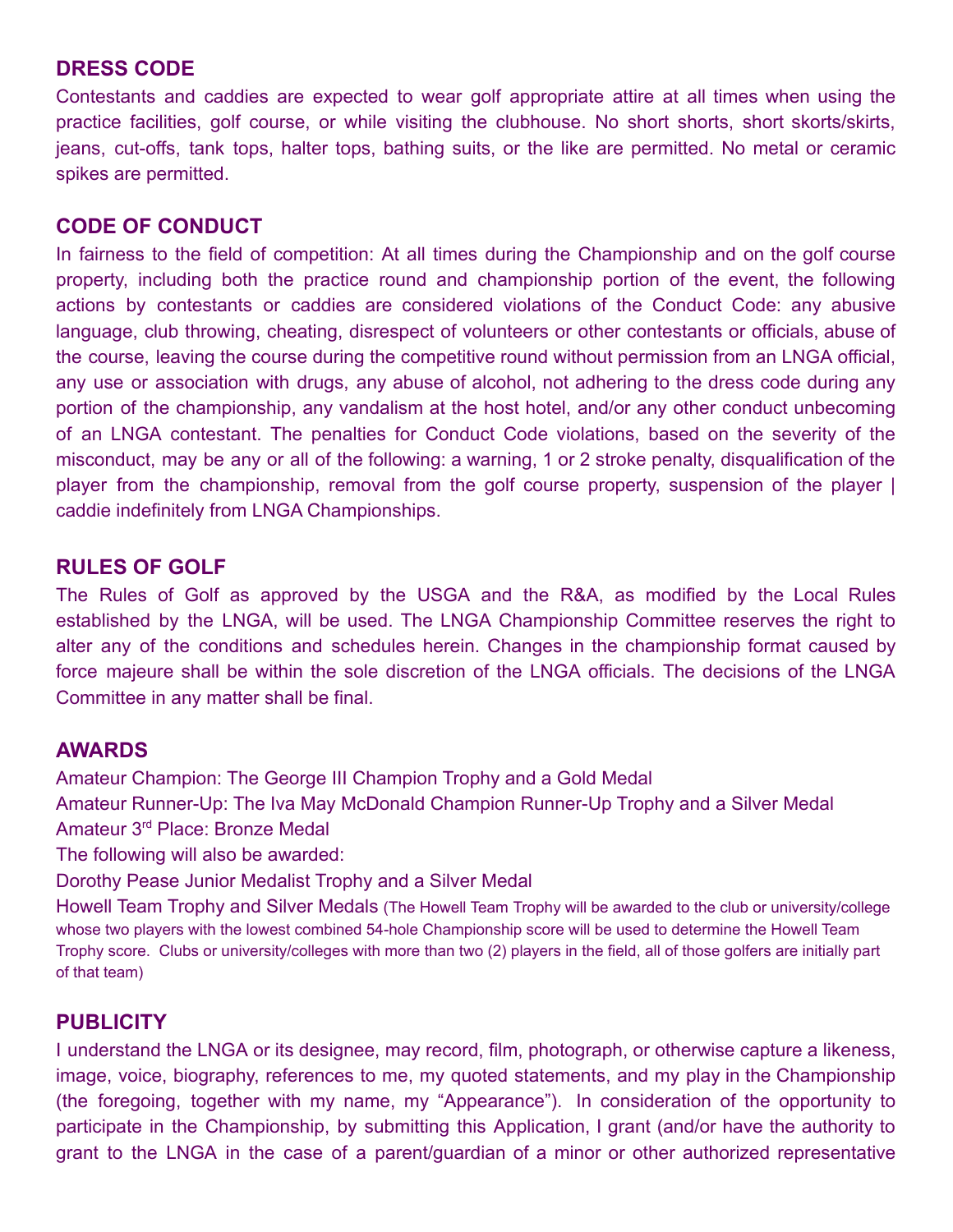## DRESS CODE

Contestants and caddies are expected to wear golf appropriate attire at all times when using the practice facilities, golf course, or while visiting the clubhouse. No short shorts, short skorts/skirts, jeans, cut-offs, tank tops, halter tops, bathing suits, or the like are permitted. No metal or ceramic spikes are permitted.

## CODE OF CONDUCT

In fairness to the field of competition: At all times during the Championship and on the golf course property, including both the practice round and championship portion of the event, the following actions by contestants or caddies are considered violations of the Conduct Code: any abusive language, club throwing, cheating, disrespect of volunteers or other contestants or officials, abuse of the course, leaving the course during the competitive round without permission from an LNGA official, any use or association with drugs, any abuse of alcohol, not adhering to the dress code during any portion of the championship, any vandalism at the host hotel, and/or any other conduct unbecoming of an LNGA contestant. The penalties for Conduct Code violations, based on the severity of the misconduct, may be any or all of the following: a warning, 1 or 2 stroke penalty, disqualification of the player from the championship, removal from the golf course property, suspension of the player | caddie indefinitely from LNGA Championships.

## RULES OF GOLF

The Rules of Golf as approved by the USGA and the R&A, as modified by the Local Rules established by the LNGA, will be used. The LNGA Championship Committee reserves the right to alter any of the conditions and schedules herein. Changes in the championship format caused by force majeure shall be within the sole discretion of the LNGA officials. The decisions of the LNGA Committee in any matter shall be final.

## AWARDS

Amateur Champion: The George III Champion Trophy and a Gold Medal

Amateur Runner-Up: The Iva May McDonald Champion Runner-Up Trophy and a Silver Medal

Amateur 3rd Place: Bronze Medal

The following will also be awarded:

Dorothy Pease Junior Medalist Trophy and a Silver Medal

Howell Team Trophy and Silver Medals (The Howell Team Trophy will be awarded to the club or university/college whose two players with the lowest combined 54-hole Championship score will be used to determine the Howell Team Trophy score. Clubs or university/colleges with more than two (2) players in the field, all of those golfers are initially part of that team)

## PUBLICITY

I understand the LNGA or its designee, may record, film, photograph, or otherwise capture a likeness, image, voice, biography, references to me, my quoted statements, and my play in the Championship (the foregoing, together with my name, my "Appearance"). In consideration of the opportunity to participate in the Championship, by submitting this Application, I grant (and/or have the authority to grant to the LNGA in the case of a parent/guardian of a minor or other authorized representative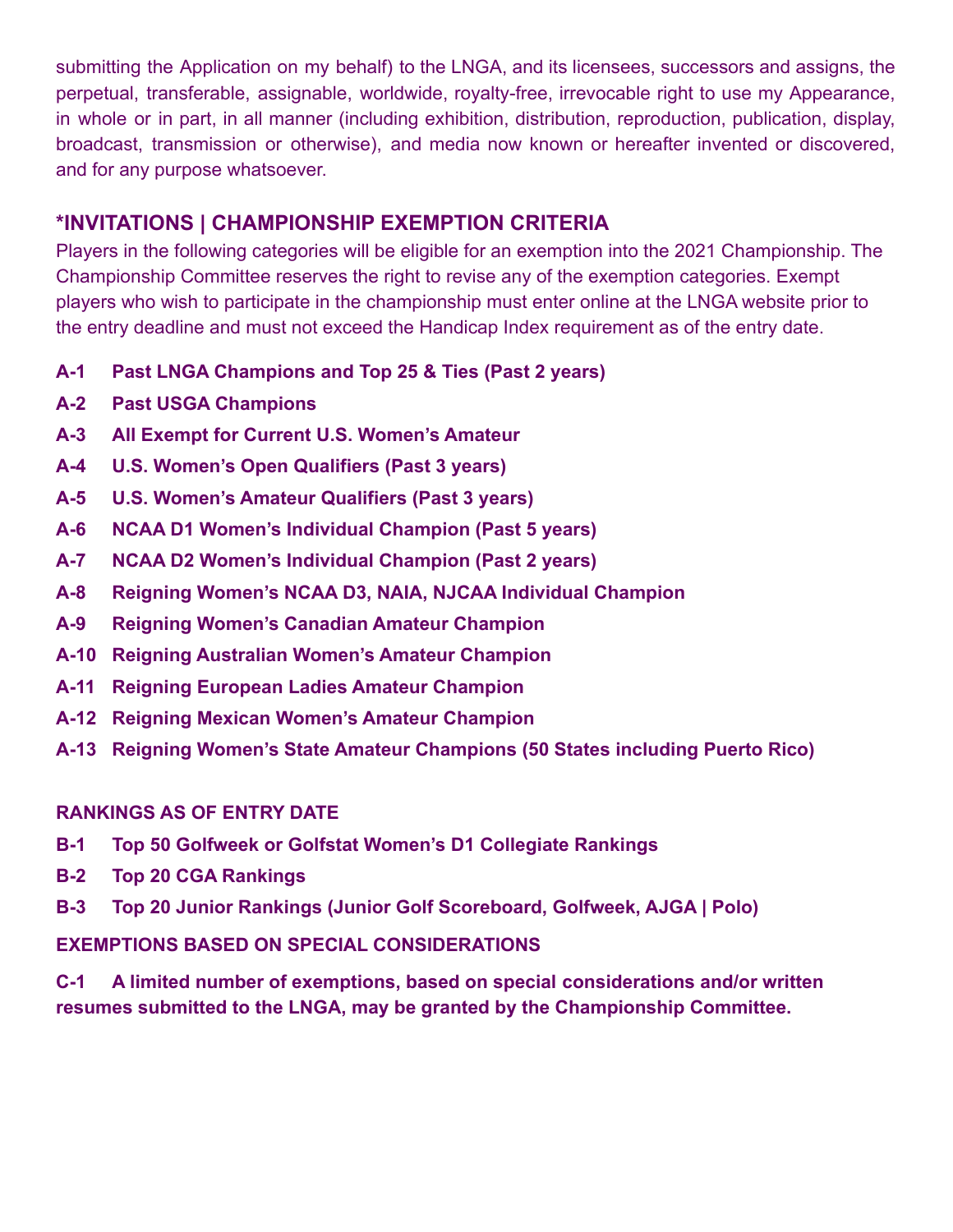submitting the Application on my behalf) to the LNGA, and its licensees, successors and assigns, the perpetual, transferable, assignable, worldwide, royalty-free, irrevocable right to use my Appearance, in whole or in part, in all manner (including exhibition, distribution, reproduction, publication, display, broadcast, transmission or otherwise), and media now known or hereafter invented or discovered, and for any purpose whatsoever.

## *INVITATIONS | CHAMPIONSHIP EXEMPTION CRITERIA

Players in the following categories will be eligible for an exemption into the 2021 Championship. The Championship Committee reserves the right to revise any of the exemption categories. Exempt players who wish to participate in the championship must enter online at the LNGA website prior to the entry deadline and must not exceed the Handicap Index requirement as of the entry date.

**A-1 Past LNGA Champions and Top 25 & Ties (Past 2 years)**
**A-2 Past USGA Champions**
**A-3 All Exempt for Current U.S. Women's Amateur**
**A-4 U.S. Women's Open Qualifiers (Past 3 years)**
**A-5 U.S. Women's Amateur Qualifiers (Past 3 years)**
**A-6 NCAA D1 Women's Individual Champion (Past 5 years)**
**A-7 NCAA D2 Women's Individual Champion (Past 2 years)**
**A-8 Reigning Women's NCAA D3, NAIA, NJCAA Individual Champion**
**A-9 Reigning Women's Canadian Amateur Champion**
**A-10 Reigning Australian Women's Amateur Champion**
**A-11 Reigning European Ladies Amateur Champion**
**A-12 Reigning Mexican Women's Amateur Champion**
**A-13 Reigning Women's State Amateur Champions (50 States including Puerto Rico)**

### RANKINGS AS OF ENTRY DATE

**B-1 Top 50 Golfweek or Golfstat Women's D1 Collegiate Rankings**
**B-2 Top 20 CGA Rankings**
**B-3 Top 20 Junior Rankings (Junior Golf Scoreboard, Golfweek, AJGA | Polo)**

### EXEMPTIONS BASED ON SPECIAL CONSIDERATIONS

**C-1 A limited number of exemptions, based on special considerations and/or written resumes submitted to the LNGA, may be granted by the Championship Committee.**